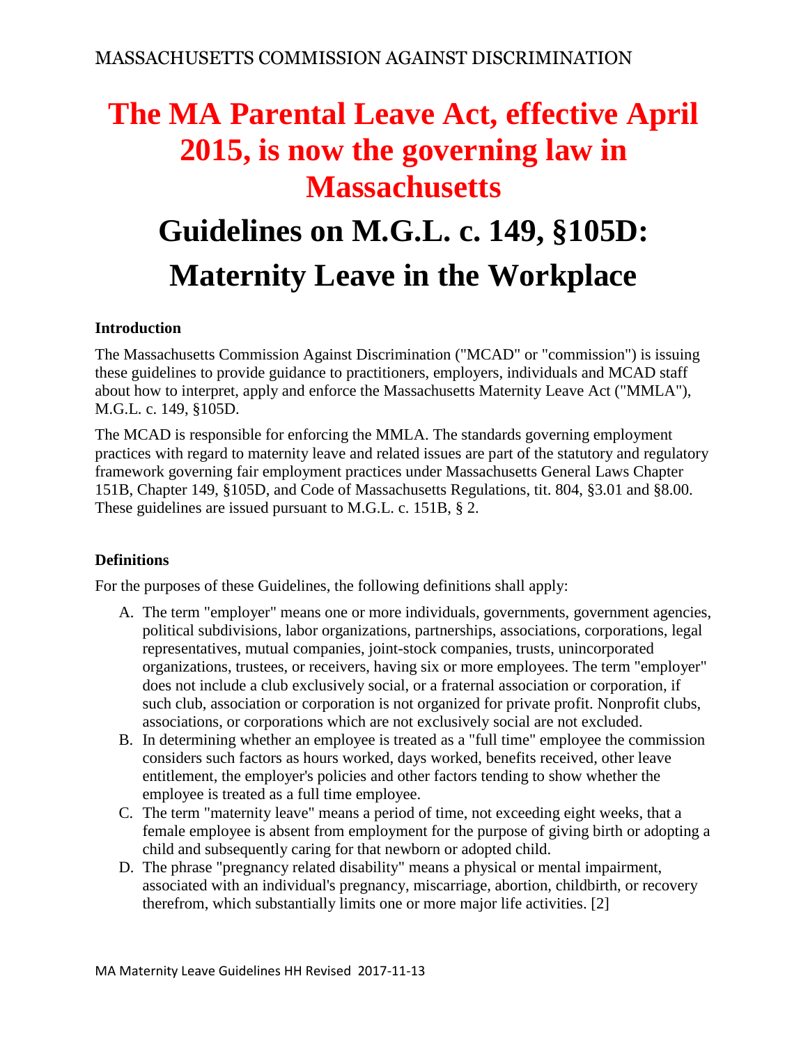MASSACHUSETTS COMMISSION AGAINST DISCRIMINATION

# The MA Parental Leave Act, effective April 2015, is now the governing law in Massachusetts

# Guidelines on M.G.L. c. 149, §105D: Maternity Leave in the Workplace

**Introduction**

The Massachusetts Commission Against Discrimination ("MCAD" or "commission") is issuing these guidelines to provide guidance to practitioners, employers, individuals and MCAD staff about how to interpret, apply and enforce the Massachusetts Maternity Leave Act ("MMLA"), M.G.L. c. 149, §105D.

The MCAD is responsible for enforcing the MMLA. The standards governing employment practices with regard to maternity leave and related issues are part of the statutory and regulatory framework governing fair employment practices under Massachusetts General Laws Chapter 151B, Chapter 149, §105D, and Code of Massachusetts Regulations, tit. 804, §3.01 and §8.00. These guidelines are issued pursuant to M.G.L. c. 151B, § 2.

**Definitions**

For the purposes of these Guidelines, the following definitions shall apply:

A. The term "employer" means one or more individuals, governments, government agencies, political subdivisions, labor organizations, partnerships, associations, corporations, legal representatives, mutual companies, joint-stock companies, trusts, unincorporated organizations, trustees, or receivers, having six or more employees. The term "employer" does not include a club exclusively social, or a fraternal association or corporation, if such club, association or corporation is not organized for private profit. Nonprofit clubs, associations, or corporations which are not exclusively social are not excluded.
B. In determining whether an employee is treated as a "full time" employee the commission considers such factors as hours worked, days worked, benefits received, other leave entitlement, the employer's policies and other factors tending to show whether the employee is treated as a full time employee.
C. The term "maternity leave" means a period of time, not exceeding eight weeks, that a female employee is absent from employment for the purpose of giving birth or adopting a child and subsequently caring for that newborn or adopted child.
D. The phrase "pregnancy related disability" means a physical or mental impairment, associated with an individual's pregnancy, miscarriage, abortion, childbirth, or recovery therefrom, which substantially limits one or more major life activities. [2]

MA Maternity Leave Guidelines HH Revised 2017-11-13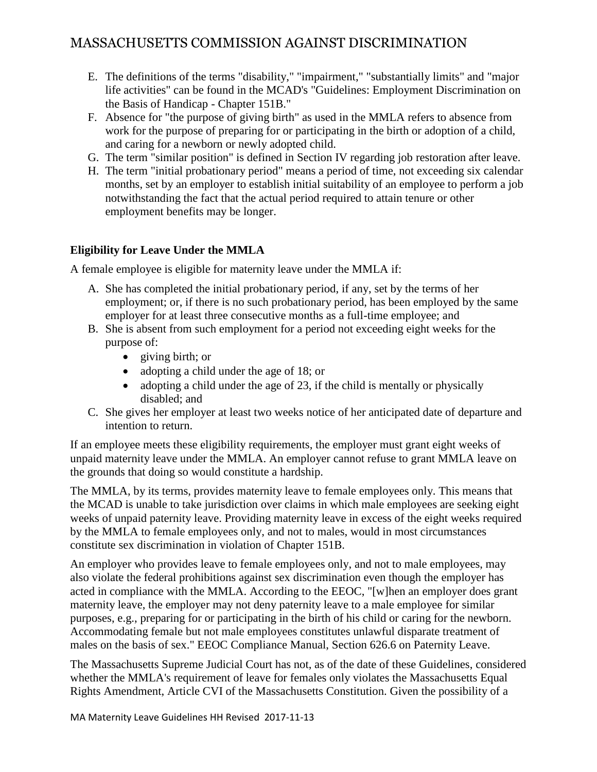E. The definitions of the terms "disability," "impairment," "substantially limits" and "major life activities" can be found in the MCAD's "Guidelines: Employment Discrimination on the Basis of Handicap - Chapter 151B."
F. Absence for "the purpose of giving birth" as used in the MMLA refers to absence from work for the purpose of preparing for or participating in the birth or adoption of a child, and caring for a newborn or newly adopted child.
G. The term "similar position" is defined in Section IV regarding job restoration after leave.
H. The term "initial probationary period" means a period of time, not exceeding six calendar months, set by an employer to establish initial suitability of an employee to perform a job notwithstanding the fact that the actual period required to attain tenure or other employment benefits may be longer.

**Eligibility for Leave Under the MMLA**

A female employee is eligible for maternity leave under the MMLA if:

A. She has completed the initial probationary period, if any, set by the terms of her employment; or, if there is no such probationary period, has been employed by the same employer for at least three consecutive months as a full-time employee; and
B. She is absent from such employment for a period not exceeding eight weeks for the purpose of:
    - giving birth; or
    - adopting a child under the age of 18; or
    - adopting a child under the age of 23, if the child is mentally or physically disabled; and
C. She gives her employer at least two weeks notice of her anticipated date of departure and intention to return.

If an employee meets these eligibility requirements, the employer must grant eight weeks of unpaid maternity leave under the MMLA. An employer cannot refuse to grant MMLA leave on the grounds that doing so would constitute a hardship.

The MMLA, by its terms, provides maternity leave to female employees only. This means that the MCAD is unable to take jurisdiction over claims in which male employees are seeking eight weeks of unpaid paternity leave. Providing maternity leave in excess of the eight weeks required by the MMLA to female employees only, and not to males, would in most circumstances constitute sex discrimination in violation of Chapter 151B.

An employer who provides leave to female employees only, and not to male employees, may also violate the federal prohibitions against sex discrimination even though the employer has acted in compliance with the MMLA. According to the EEOC, "[w]hen an employer does grant maternity leave, the employer may not deny paternity leave to a male employee for similar purposes, e.g., preparing for or participating in the birth of his child or caring for the newborn. Accommodating female but not male employees constitutes unlawful disparate treatment of males on the basis of sex." EEOC Compliance Manual, Section 626.6 on Paternity Leave.

The Massachusetts Supreme Judicial Court has not, as of the date of these Guidelines, considered whether the MMLA's requirement of leave for females only violates the Massachusetts Equal Rights Amendment, Article CVI of the Massachusetts Constitution. Given the possibility of a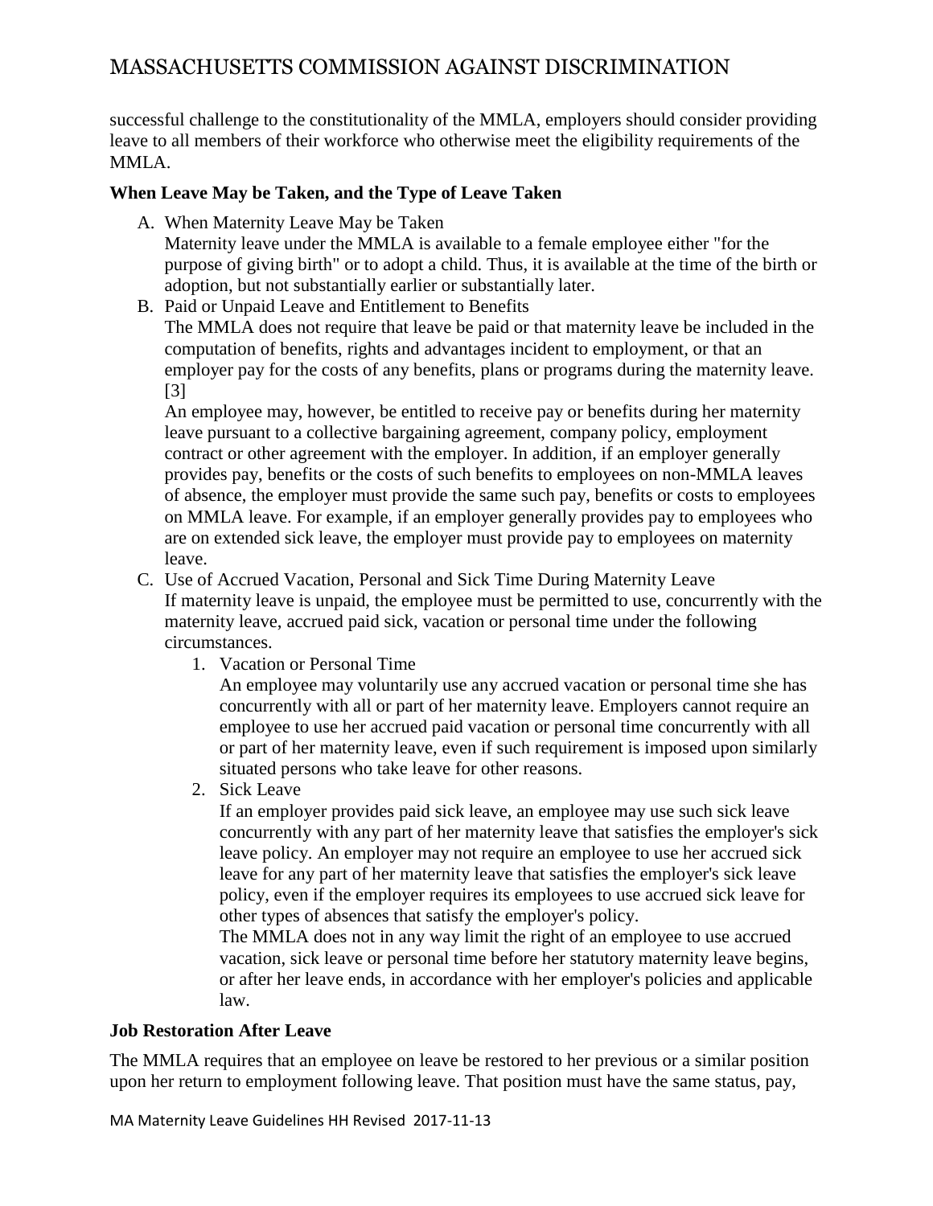successful challenge to the constitutionality of the MMLA, employers should consider providing leave to all members of their workforce who otherwise meet the eligibility requirements of the MMLA.

**When Leave May be Taken, and the Type of Leave Taken**

A. When Maternity Leave May be Taken
   Maternity leave under the MMLA is available to a female employee either "for the purpose of giving birth" or to adopt a child. Thus, it is available at the time of the birth or adoption, but not substantially earlier or substantially later.

B. Paid or Unpaid Leave and Entitlement to Benefits
   The MMLA does not require that leave be paid or that maternity leave be included in the computation of benefits, rights and advantages incident to employment, or that an employer pay for the costs of any benefits, plans or programs during the maternity leave. [3]
   An employee may, however, be entitled to receive pay or benefits during her maternity leave pursuant to a collective bargaining agreement, company policy, employment contract or other agreement with the employer. In addition, if an employer generally provides pay, benefits or the costs of such benefits to employees on non-MMLA leaves of absence, the employer must provide the same such pay, benefits or costs to employees on MMLA leave. For example, if an employer generally provides pay to employees who are on extended sick leave, the employer must provide pay to employees on maternity leave.

C. Use of Accrued Vacation, Personal and Sick Time During Maternity Leave
   If maternity leave is unpaid, the employee must be permitted to use, concurrently with the maternity leave, accrued paid sick, vacation or personal time under the following circumstances.

   1. Vacation or Personal Time
      An employee may voluntarily use any accrued vacation or personal time she has concurrently with all or part of her maternity leave. Employers cannot require an employee to use her accrued paid vacation or personal time concurrently with all or part of her maternity leave, even if such requirement is imposed upon similarly situated persons who take leave for other reasons.
   2. Sick Leave
      If an employer provides paid sick leave, an employee may use such sick leave concurrently with any part of her maternity leave that satisfies the employer's sick leave policy. An employer may not require an employee to use her accrued sick leave for any part of her maternity leave that satisfies the employer's sick leave policy, even if the employer requires its employees to use accrued sick leave for other types of absences that satisfy the employer's policy.
      The MMLA does not in any way limit the right of an employee to use accrued vacation, sick leave or personal time before her statutory maternity leave begins, or after her leave ends, in accordance with her employer's policies and applicable law.

**Job Restoration After Leave**

The MMLA requires that an employee on leave be restored to her previous or a similar position upon her return to employment following leave. That position must have the same status, pay,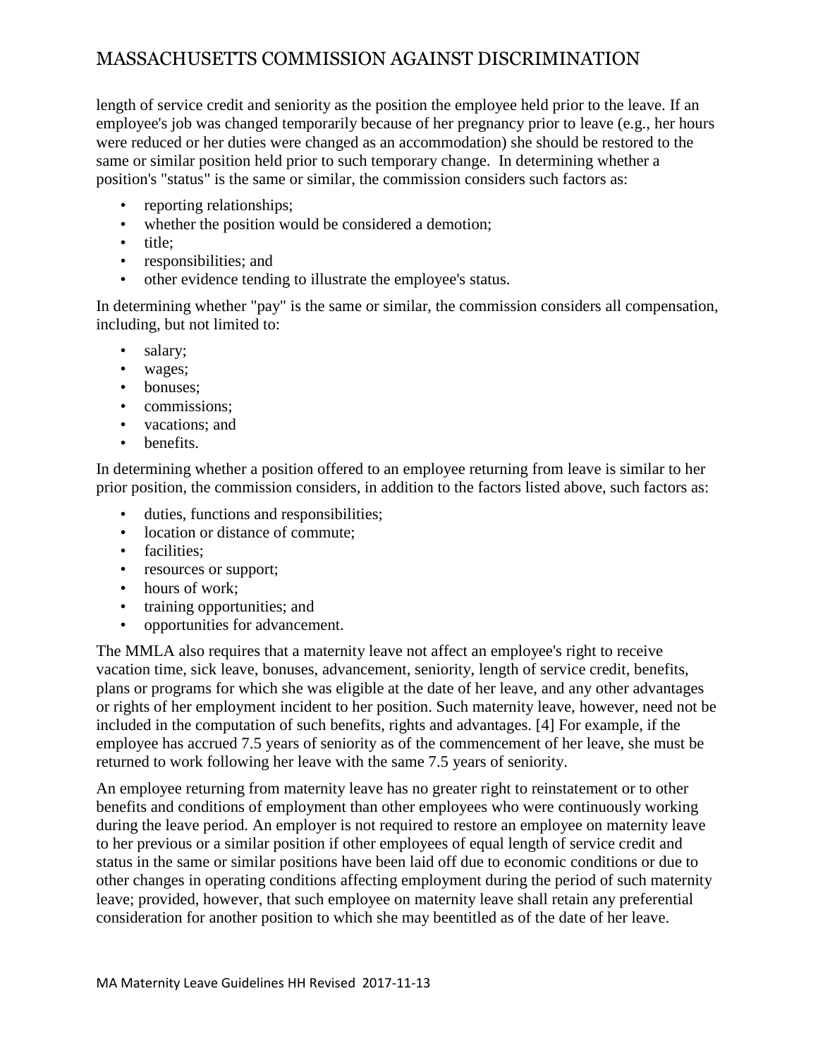length of service credit and seniority as the position the employee held prior to the leave. If an employee's job was changed temporarily because of her pregnancy prior to leave (e.g., her hours were reduced or her duties were changed as an accommodation) she should be restored to the same or similar position held prior to such temporary change. In determining whether a position's "status" is the same or similar, the commission considers such factors as:

- reporting relationships;
- whether the position would be considered a demotion;
- title;
- responsibilities; and
- other evidence tending to illustrate the employee's status.

In determining whether "pay" is the same or similar, the commission considers all compensation, including, but not limited to:

- salary;
- wages;
- bonuses;
- commissions;
- vacations; and
- benefits.

In determining whether a position offered to an employee returning from leave is similar to her prior position, the commission considers, in addition to the factors listed above, such factors as:

- duties, functions and responsibilities;
- location or distance of commute;
- facilities;
- resources or support;
- hours of work;
- training opportunities; and
- opportunities for advancement.

The MMLA also requires that a maternity leave not affect an employee's right to receive vacation time, sick leave, bonuses, advancement, seniority, length of service credit, benefits, plans or programs for which she was eligible at the date of her leave, and any other advantages or rights of her employment incident to her position. Such maternity leave, however, need not be included in the computation of such benefits, rights and advantages. [4] For example, if the employee has accrued 7.5 years of seniority as of the commencement of her leave, she must be returned to work following her leave with the same 7.5 years of seniority.

An employee returning from maternity leave has no greater right to reinstatement or to other benefits and conditions of employment than other employees who were continuously working during the leave period. An employer is not required to restore an employee on maternity leave to her previous or a similar position if other employees of equal length of service credit and status in the same or similar positions have been laid off due to economic conditions or due to other changes in operating conditions affecting employment during the period of such maternity leave; provided, however, that such employee on maternity leave shall retain any preferential consideration for another position to which she may beentitled as of the date of her leave.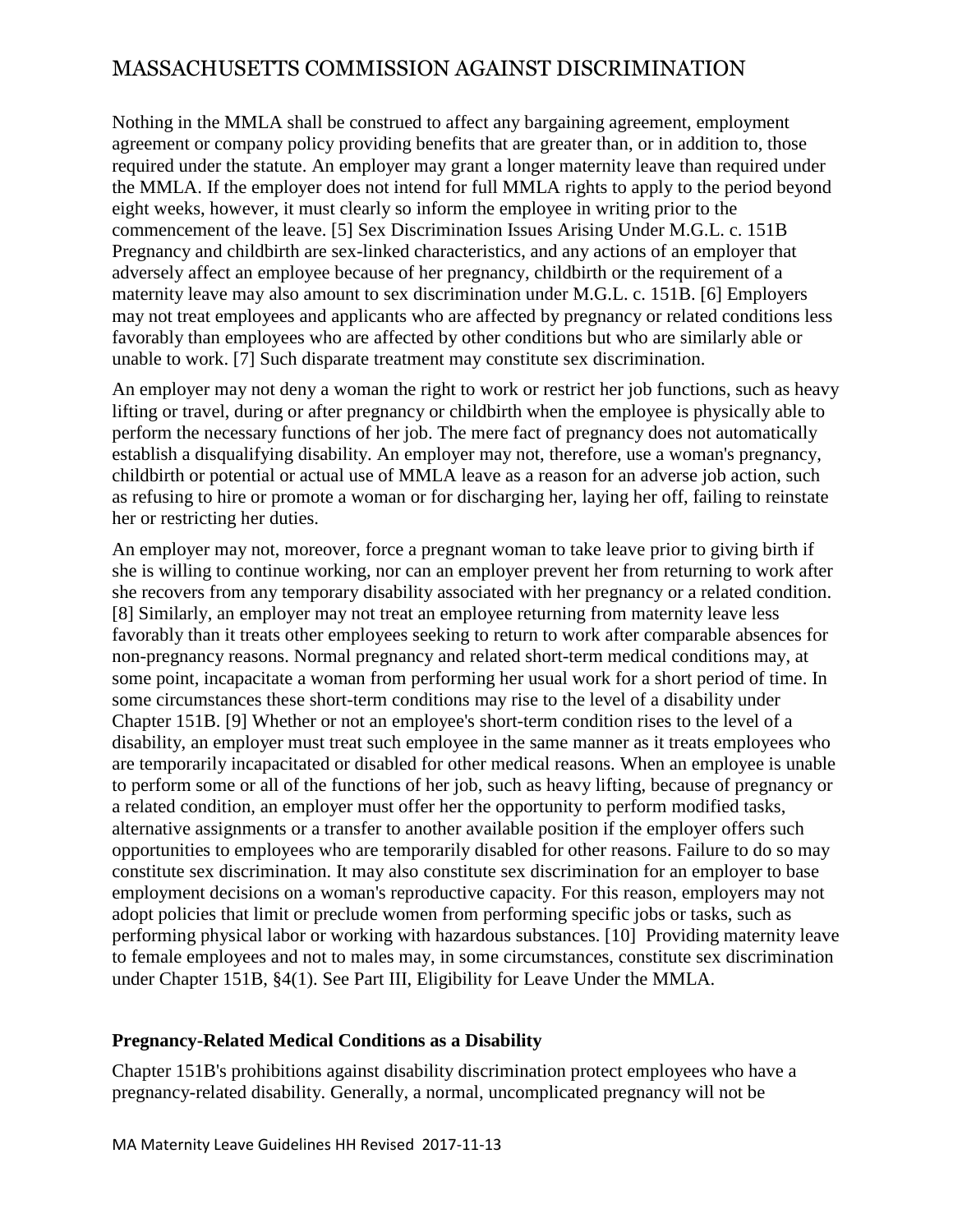Nothing in the MMLA shall be construed to affect any bargaining agreement, employment agreement or company policy providing benefits that are greater than, or in addition to, those required under the statute. An employer may grant a longer maternity leave than required under the MMLA. If the employer does not intend for full MMLA rights to apply to the period beyond eight weeks, however, it must clearly so inform the employee in writing prior to the commencement of the leave. [5] Sex Discrimination Issues Arising Under M.G.L. c. 151B Pregnancy and childbirth are sex-linked characteristics, and any actions of an employer that adversely affect an employee because of her pregnancy, childbirth or the requirement of a maternity leave may also amount to sex discrimination under M.G.L. c. 151B. [6] Employers may not treat employees and applicants who are affected by pregnancy or related conditions less favorably than employees who are affected by other conditions but who are similarly able or unable to work. [7] Such disparate treatment may constitute sex discrimination.

An employer may not deny a woman the right to work or restrict her job functions, such as heavy lifting or travel, during or after pregnancy or childbirth when the employee is physically able to perform the necessary functions of her job. The mere fact of pregnancy does not automatically establish a disqualifying disability. An employer may not, therefore, use a woman's pregnancy, childbirth or potential or actual use of MMLA leave as a reason for an adverse job action, such as refusing to hire or promote a woman or for discharging her, laying her off, failing to reinstate her or restricting her duties.

An employer may not, moreover, force a pregnant woman to take leave prior to giving birth if she is willing to continue working, nor can an employer prevent her from returning to work after she recovers from any temporary disability associated with her pregnancy or a related condition. [8] Similarly, an employer may not treat an employee returning from maternity leave less favorably than it treats other employees seeking to return to work after comparable absences for non-pregnancy reasons. Normal pregnancy and related short-term medical conditions may, at some point, incapacitate a woman from performing her usual work for a short period of time. In some circumstances these short-term conditions may rise to the level of a disability under Chapter 151B. [9] Whether or not an employee's short-term condition rises to the level of a disability, an employer must treat such employee in the same manner as it treats employees who are temporarily incapacitated or disabled for other medical reasons. When an employee is unable to perform some or all of the functions of her job, such as heavy lifting, because of pregnancy or a related condition, an employer must offer her the opportunity to perform modified tasks, alternative assignments or a transfer to another available position if the employer offers such opportunities to employees who are temporarily disabled for other reasons. Failure to do so may constitute sex discrimination. It may also constitute sex discrimination for an employer to base employment decisions on a woman's reproductive capacity. For this reason, employers may not adopt policies that limit or preclude women from performing specific jobs or tasks, such as performing physical labor or working with hazardous substances. [10] Providing maternity leave to female employees and not to males may, in some circumstances, constitute sex discrimination under Chapter 151B, §4(1). See Part III, Eligibility for Leave Under the MMLA.

### Pregnancy-Related Medical Conditions as a Disability

Chapter 151B's prohibitions against disability discrimination protect employees who have a pregnancy-related disability. Generally, a normal, uncomplicated pregnancy will not be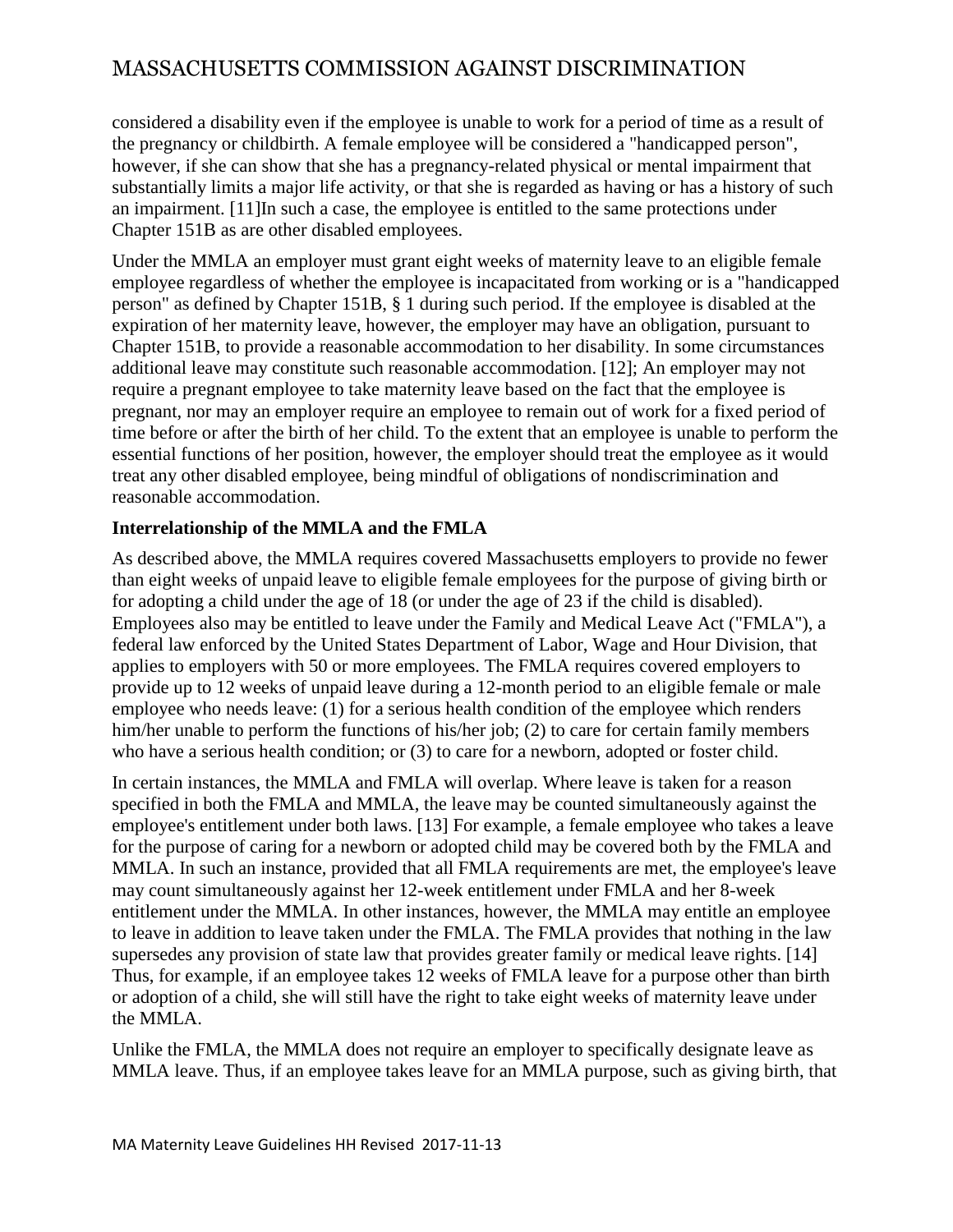considered a disability even if the employee is unable to work for a period of time as a result of the pregnancy or childbirth. A female employee will be considered a "handicapped person", however, if she can show that she has a pregnancy-related physical or mental impairment that substantially limits a major life activity, or that she is regarded as having or has a history of such an impairment. [11]In such a case, the employee is entitled to the same protections under Chapter 151B as are other disabled employees.

Under the MMLA an employer must grant eight weeks of maternity leave to an eligible female employee regardless of whether the employee is incapacitated from working or is a "handicapped person" as defined by Chapter 151B, § 1 during such period. If the employee is disabled at the expiration of her maternity leave, however, the employer may have an obligation, pursuant to Chapter 151B, to provide a reasonable accommodation to her disability. In some circumstances additional leave may constitute such reasonable accommodation. [12]; An employer may not require a pregnant employee to take maternity leave based on the fact that the employee is pregnant, nor may an employer require an employee to remain out of work for a fixed period of time before or after the birth of her child. To the extent that an employee is unable to perform the essential functions of her position, however, the employer should treat the employee as it would treat any other disabled employee, being mindful of obligations of nondiscrimination and reasonable accommodation.

**Interrelationship of the MMLA and the FMLA**

As described above, the MMLA requires covered Massachusetts employers to provide no fewer than eight weeks of unpaid leave to eligible female employees for the purpose of giving birth or for adopting a child under the age of 18 (or under the age of 23 if the child is disabled). Employees also may be entitled to leave under the Family and Medical Leave Act ("FMLA"), a federal law enforced by the United States Department of Labor, Wage and Hour Division, that applies to employers with 50 or more employees. The FMLA requires covered employers to provide up to 12 weeks of unpaid leave during a 12-month period to an eligible female or male employee who needs leave: (1) for a serious health condition of the employee which renders him/her unable to perform the functions of his/her job; (2) to care for certain family members who have a serious health condition; or (3) to care for a newborn, adopted or foster child.

In certain instances, the MMLA and FMLA will overlap. Where leave is taken for a reason specified in both the FMLA and MMLA, the leave may be counted simultaneously against the employee's entitlement under both laws. [13] For example, a female employee who takes a leave for the purpose of caring for a newborn or adopted child may be covered both by the FMLA and MMLA. In such an instance, provided that all FMLA requirements are met, the employee's leave may count simultaneously against her 12-week entitlement under FMLA and her 8-week entitlement under the MMLA. In other instances, however, the MMLA may entitle an employee to leave in addition to leave taken under the FMLA. The FMLA provides that nothing in the law supersedes any provision of state law that provides greater family or medical leave rights. [14] Thus, for example, if an employee takes 12 weeks of FMLA leave for a purpose other than birth or adoption of a child, she will still have the right to take eight weeks of maternity leave under the MMLA.

Unlike the FMLA, the MMLA does not require an employer to specifically designate leave as MMLA leave. Thus, if an employee takes leave for an MMLA purpose, such as giving birth, that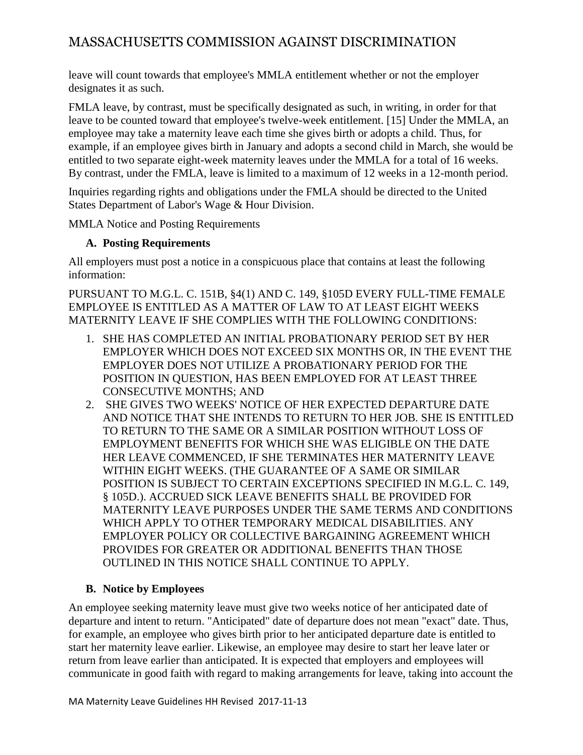leave will count towards that employee's MMLA entitlement whether or not the employer designates it as such.

FMLA leave, by contrast, must be specifically designated as such, in writing, in order for that leave to be counted toward that employee's twelve-week entitlement. [15] Under the MMLA, an employee may take a maternity leave each time she gives birth or adopts a child. Thus, for example, if an employee gives birth in January and adopts a second child in March, she would be entitled to two separate eight-week maternity leaves under the MMLA for a total of 16 weeks. By contrast, under the FMLA, leave is limited to a maximum of 12 weeks in a 12-month period.

Inquiries regarding rights and obligations under the FMLA should be directed to the United States Department of Labor's Wage & Hour Division.

MMLA Notice and Posting Requirements

**A. Posting Requirements**

All employers must post a notice in a conspicuous place that contains at least the following information:

PURSUANT TO M.G.L. C. 151B, §4(1) AND C. 149, §105D EVERY FULL-TIME FEMALE EMPLOYEE IS ENTITLED AS A MATTER OF LAW TO AT LEAST EIGHT WEEKS MATERNITY LEAVE IF SHE COMPLIES WITH THE FOLLOWING CONDITIONS:

1. SHE HAS COMPLETED AN INITIAL PROBATIONARY PERIOD SET BY HER EMPLOYER WHICH DOES NOT EXCEED SIX MONTHS OR, IN THE EVENT THE EMPLOYER DOES NOT UTILIZE A PROBATIONARY PERIOD FOR THE POSITION IN QUESTION, HAS BEEN EMPLOYED FOR AT LEAST THREE CONSECUTIVE MONTHS; AND
2. SHE GIVES TWO WEEKS' NOTICE OF HER EXPECTED DEPARTURE DATE AND NOTICE THAT SHE INTENDS TO RETURN TO HER JOB. SHE IS ENTITLED TO RETURN TO THE SAME OR A SIMILAR POSITION WITHOUT LOSS OF EMPLOYMENT BENEFITS FOR WHICH SHE WAS ELIGIBLE ON THE DATE HER LEAVE COMMENCED, IF SHE TERMINATES HER MATERNITY LEAVE WITHIN EIGHT WEEKS. (THE GUARANTEE OF A SAME OR SIMILAR POSITION IS SUBJECT TO CERTAIN EXCEPTIONS SPECIFIED IN M.G.L. C. 149, § 105D.). ACCRUED SICK LEAVE BENEFITS SHALL BE PROVIDED FOR MATERNITY LEAVE PURPOSES UNDER THE SAME TERMS AND CONDITIONS WHICH APPLY TO OTHER TEMPORARY MEDICAL DISABILITIES. ANY EMPLOYER POLICY OR COLLECTIVE BARGAINING AGREEMENT WHICH PROVIDES FOR GREATER OR ADDITIONAL BENEFITS THAN THOSE OUTLINED IN THIS NOTICE SHALL CONTINUE TO APPLY.

**B. Notice by Employees**

An employee seeking maternity leave must give two weeks notice of her anticipated date of departure and intent to return. "Anticipated" date of departure does not mean "exact" date. Thus, for example, an employee who gives birth prior to her anticipated departure date is entitled to start her maternity leave earlier. Likewise, an employee may desire to start her leave later or return from leave earlier than anticipated. It is expected that employers and employees will communicate in good faith with regard to making arrangements for leave, taking into account the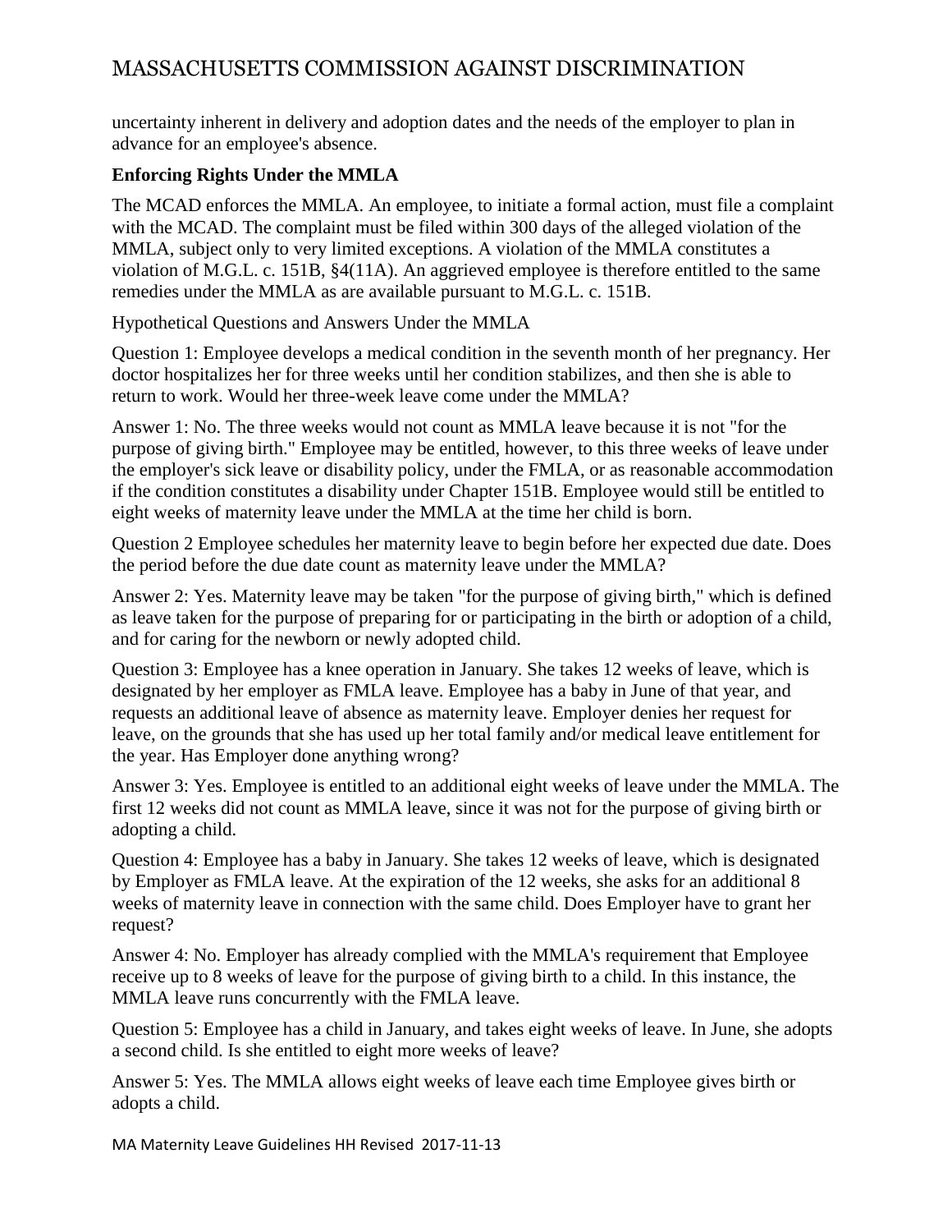uncertainty inherent in delivery and adoption dates and the needs of the employer to plan in advance for an employee's absence.

**Enforcing Rights Under the MMLA**

The MCAD enforces the MMLA. An employee, to initiate a formal action, must file a complaint with the MCAD. The complaint must be filed within 300 days of the alleged violation of the MMLA, subject only to very limited exceptions. A violation of the MMLA constitutes a violation of M.G.L. c. 151B, §4(11A). An aggrieved employee is therefore entitled to the same remedies under the MMLA as are available pursuant to M.G.L. c. 151B.

Hypothetical Questions and Answers Under the MMLA

Question 1: Employee develops a medical condition in the seventh month of her pregnancy. Her doctor hospitalizes her for three weeks until her condition stabilizes, and then she is able to return to work. Would her three-week leave come under the MMLA?

Answer 1: No. The three weeks would not count as MMLA leave because it is not "for the purpose of giving birth." Employee may be entitled, however, to this three weeks of leave under the employer's sick leave or disability policy, under the FMLA, or as reasonable accommodation if the condition constitutes a disability under Chapter 151B. Employee would still be entitled to eight weeks of maternity leave under the MMLA at the time her child is born.

Question 2 Employee schedules her maternity leave to begin before her expected due date. Does the period before the due date count as maternity leave under the MMLA?

Answer 2: Yes. Maternity leave may be taken "for the purpose of giving birth," which is defined as leave taken for the purpose of preparing for or participating in the birth or adoption of a child, and for caring for the newborn or newly adopted child.

Question 3: Employee has a knee operation in January. She takes 12 weeks of leave, which is designated by her employer as FMLA leave. Employee has a baby in June of that year, and requests an additional leave of absence as maternity leave. Employer denies her request for leave, on the grounds that she has used up her total family and/or medical leave entitlement for the year. Has Employer done anything wrong?

Answer 3: Yes. Employee is entitled to an additional eight weeks of leave under the MMLA. The first 12 weeks did not count as MMLA leave, since it was not for the purpose of giving birth or adopting a child.

Question 4: Employee has a baby in January. She takes 12 weeks of leave, which is designated by Employer as FMLA leave. At the expiration of the 12 weeks, she asks for an additional 8 weeks of maternity leave in connection with the same child. Does Employer have to grant her request?

Answer 4: No. Employer has already complied with the MMLA's requirement that Employee receive up to 8 weeks of leave for the purpose of giving birth to a child. In this instance, the MMLA leave runs concurrently with the FMLA leave.

Question 5: Employee has a child in January, and takes eight weeks of leave. In June, she adopts a second child. Is she entitled to eight more weeks of leave?

Answer 5: Yes. The MMLA allows eight weeks of leave each time Employee gives birth or adopts a child.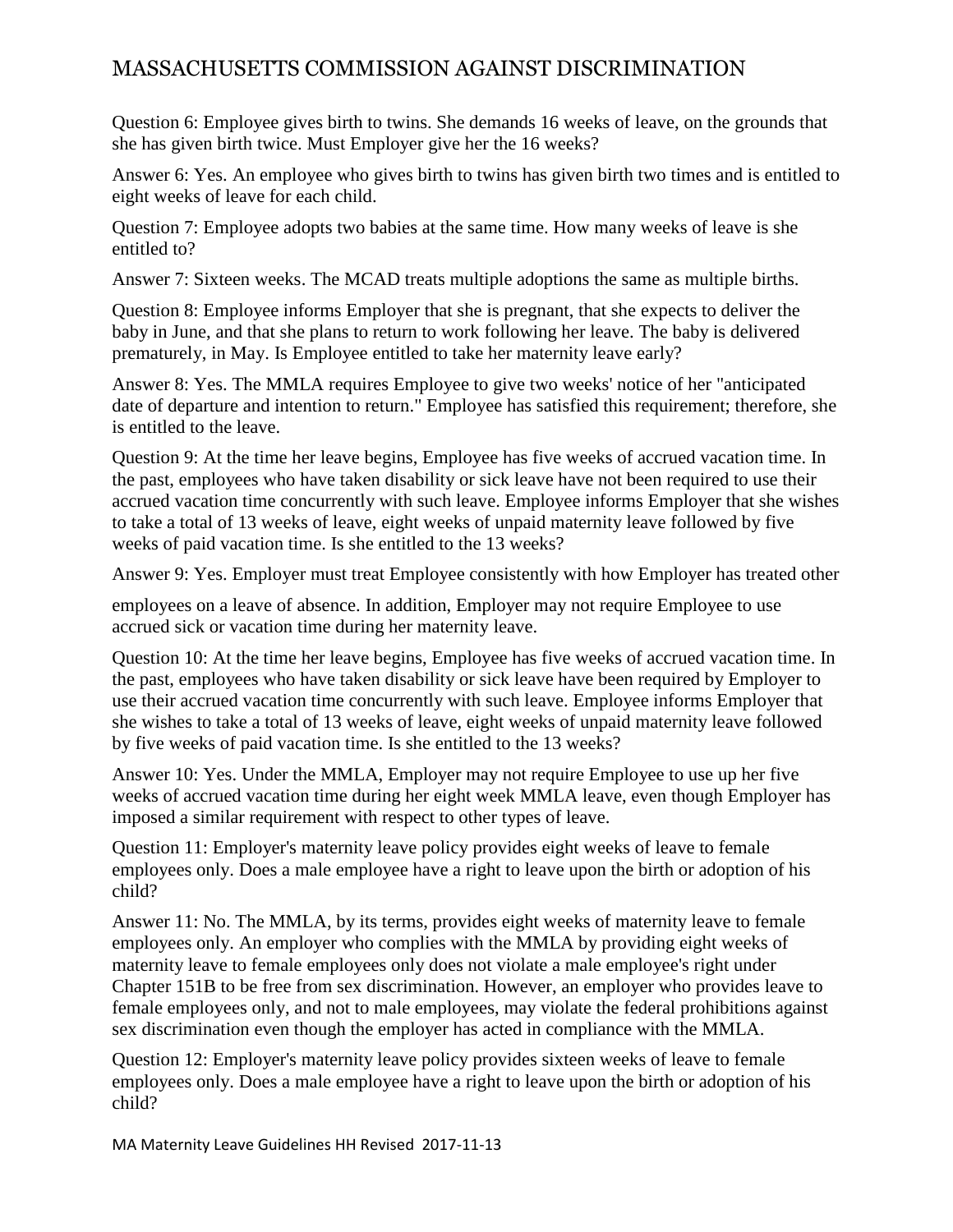Question 6: Employee gives birth to twins. She demands 16 weeks of leave, on the grounds that she has given birth twice. Must Employer give her the 16 weeks?

Answer 6: Yes. An employee who gives birth to twins has given birth two times and is entitled to eight weeks of leave for each child.

Question 7: Employee adopts two babies at the same time. How many weeks of leave is she entitled to?

Answer 7: Sixteen weeks. The MCAD treats multiple adoptions the same as multiple births.

Question 8: Employee informs Employer that she is pregnant, that she expects to deliver the baby in June, and that she plans to return to work following her leave. The baby is delivered prematurely, in May. Is Employee entitled to take her maternity leave early?

Answer 8: Yes. The MMLA requires Employee to give two weeks' notice of her "anticipated date of departure and intention to return." Employee has satisfied this requirement; therefore, she is entitled to the leave.

Question 9: At the time her leave begins, Employee has five weeks of accrued vacation time. In the past, employees who have taken disability or sick leave have not been required to use their accrued vacation time concurrently with such leave. Employee informs Employer that she wishes to take a total of 13 weeks of leave, eight weeks of unpaid maternity leave followed by five weeks of paid vacation time. Is she entitled to the 13 weeks?

Answer 9: Yes. Employer must treat Employee consistently with how Employer has treated other employees on a leave of absence. In addition, Employer may not require Employee to use accrued sick or vacation time during her maternity leave.

Question 10: At the time her leave begins, Employee has five weeks of accrued vacation time. In the past, employees who have taken disability or sick leave have been required by Employer to use their accrued vacation time concurrently with such leave. Employee informs Employer that she wishes to take a total of 13 weeks of leave, eight weeks of unpaid maternity leave followed by five weeks of paid vacation time. Is she entitled to the 13 weeks?

Answer 10: Yes. Under the MMLA, Employer may not require Employee to use up her five weeks of accrued vacation time during her eight week MMLA leave, even though Employer has imposed a similar requirement with respect to other types of leave.

Question 11: Employer's maternity leave policy provides eight weeks of leave to female employees only. Does a male employee have a right to leave upon the birth or adoption of his child?

Answer 11: No. The MMLA, by its terms, provides eight weeks of maternity leave to female employees only. An employer who complies with the MMLA by providing eight weeks of maternity leave to female employees only does not violate a male employee's right under Chapter 151B to be free from sex discrimination. However, an employer who provides leave to female employees only, and not to male employees, may violate the federal prohibitions against sex discrimination even though the employer has acted in compliance with the MMLA.

Question 12: Employer's maternity leave policy provides sixteen weeks of leave to female employees only. Does a male employee have a right to leave upon the birth or adoption of his child?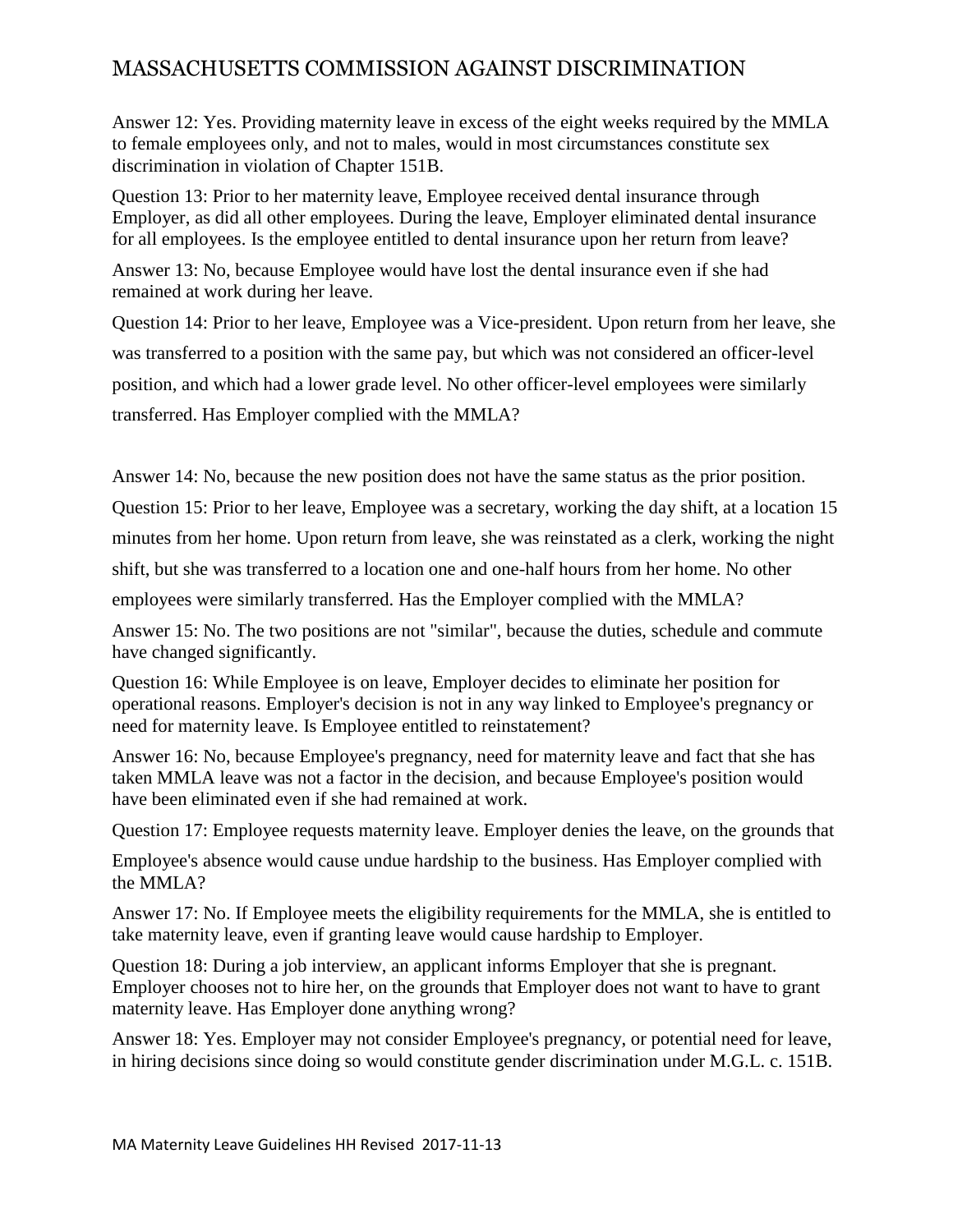Answer 12: Yes. Providing maternity leave in excess of the eight weeks required by the MMLA to female employees only, and not to males, would in most circumstances constitute sex discrimination in violation of Chapter 151B.

Question 13: Prior to her maternity leave, Employee received dental insurance through Employer, as did all other employees. During the leave, Employer eliminated dental insurance for all employees. Is the employee entitled to dental insurance upon her return from leave?

Answer 13: No, because Employee would have lost the dental insurance even if she had remained at work during her leave.

Question 14: Prior to her leave, Employee was a Vice-president. Upon return from her leave, she was transferred to a position with the same pay, but which was not considered an officer-level position, and which had a lower grade level. No other officer-level employees were similarly transferred. Has Employer complied with the MMLA?

Answer 14: No, because the new position does not have the same status as the prior position.

Question 15: Prior to her leave, Employee was a secretary, working the day shift, at a location 15 minutes from her home. Upon return from leave, she was reinstated as a clerk, working the night shift, but she was transferred to a location one and one-half hours from her home. No other employees were similarly transferred. Has the Employer complied with the MMLA?

Answer 15: No. The two positions are not "similar", because the duties, schedule and commute have changed significantly.

Question 16: While Employee is on leave, Employer decides to eliminate her position for operational reasons. Employer's decision is not in any way linked to Employee's pregnancy or need for maternity leave. Is Employee entitled to reinstatement?

Answer 16: No, because Employee's pregnancy, need for maternity leave and fact that she has taken MMLA leave was not a factor in the decision, and because Employee's position would have been eliminated even if she had remained at work.

Question 17: Employee requests maternity leave. Employer denies the leave, on the grounds that Employee's absence would cause undue hardship to the business. Has Employer complied with the MMLA?

Answer 17: No. If Employee meets the eligibility requirements for the MMLA, she is entitled to take maternity leave, even if granting leave would cause hardship to Employer.

Question 18: During a job interview, an applicant informs Employer that she is pregnant. Employer chooses not to hire her, on the grounds that Employer does not want to have to grant maternity leave. Has Employer done anything wrong?

Answer 18: Yes. Employer may not consider Employee's pregnancy, or potential need for leave, in hiring decisions since doing so would constitute gender discrimination under M.G.L. c. 151B.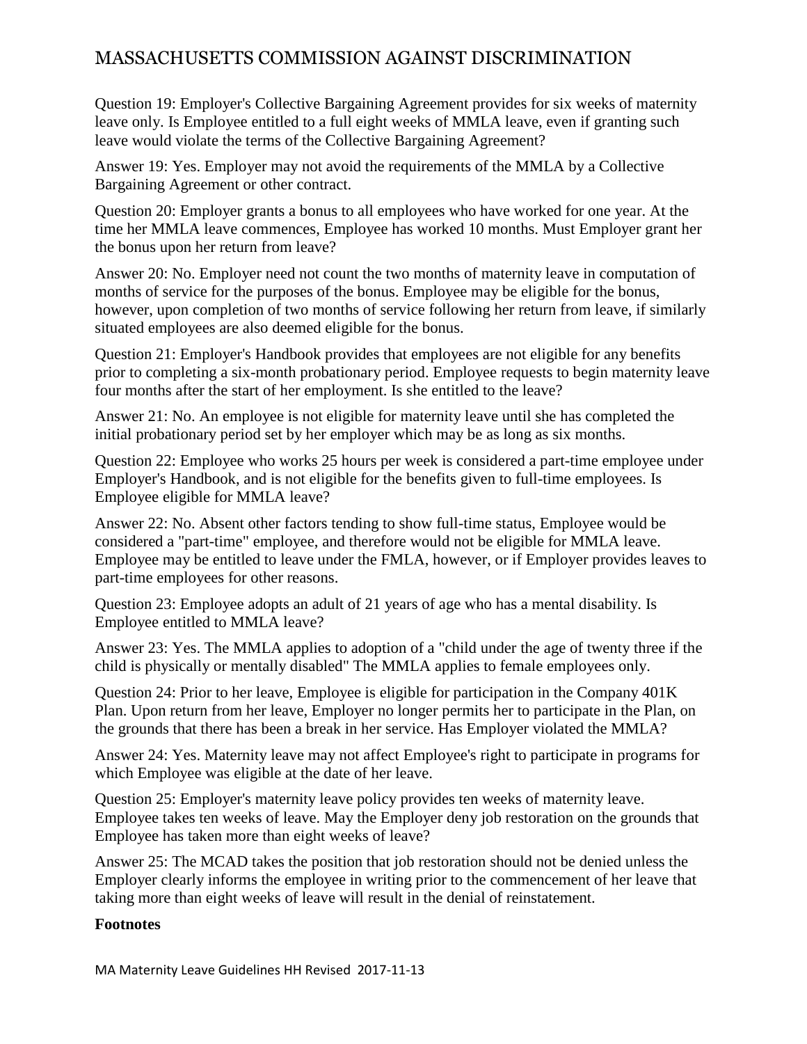Question 19: Employer's Collective Bargaining Agreement provides for six weeks of maternity leave only. Is Employee entitled to a full eight weeks of MMLA leave, even if granting such leave would violate the terms of the Collective Bargaining Agreement?

Answer 19: Yes. Employer may not avoid the requirements of the MMLA by a Collective Bargaining Agreement or other contract.

Question 20: Employer grants a bonus to all employees who have worked for one year. At the time her MMLA leave commences, Employee has worked 10 months. Must Employer grant her the bonus upon her return from leave?

Answer 20: No. Employer need not count the two months of maternity leave in computation of months of service for the purposes of the bonus. Employee may be eligible for the bonus, however, upon completion of two months of service following her return from leave, if similarly situated employees are also deemed eligible for the bonus.

Question 21: Employer's Handbook provides that employees are not eligible for any benefits prior to completing a six-month probationary period. Employee requests to begin maternity leave four months after the start of her employment. Is she entitled to the leave?

Answer 21: No. An employee is not eligible for maternity leave until she has completed the initial probationary period set by her employer which may be as long as six months.

Question 22: Employee who works 25 hours per week is considered a part-time employee under Employer's Handbook, and is not eligible for the benefits given to full-time employees. Is Employee eligible for MMLA leave?

Answer 22: No. Absent other factors tending to show full-time status, Employee would be considered a "part-time" employee, and therefore would not be eligible for MMLA leave. Employee may be entitled to leave under the FMLA, however, or if Employer provides leaves to part-time employees for other reasons.

Question 23: Employee adopts an adult of 21 years of age who has a mental disability. Is Employee entitled to MMLA leave?

Answer 23: Yes. The MMLA applies to adoption of a "child under the age of twenty three if the child is physically or mentally disabled" The MMLA applies to female employees only.

Question 24: Prior to her leave, Employee is eligible for participation in the Company 401K Plan. Upon return from her leave, Employer no longer permits her to participate in the Plan, on the grounds that there has been a break in her service. Has Employer violated the MMLA?

Answer 24: Yes. Maternity leave may not affect Employee's right to participate in programs for which Employee was eligible at the date of her leave.

Question 25: Employer's maternity leave policy provides ten weeks of maternity leave. Employee takes ten weeks of leave. May the Employer deny job restoration on the grounds that Employee has taken more than eight weeks of leave?

Answer 25: The MCAD takes the position that job restoration should not be denied unless the Employer clearly informs the employee in writing prior to the commencement of her leave that taking more than eight weeks of leave will result in the denial of reinstatement.

**Footnotes**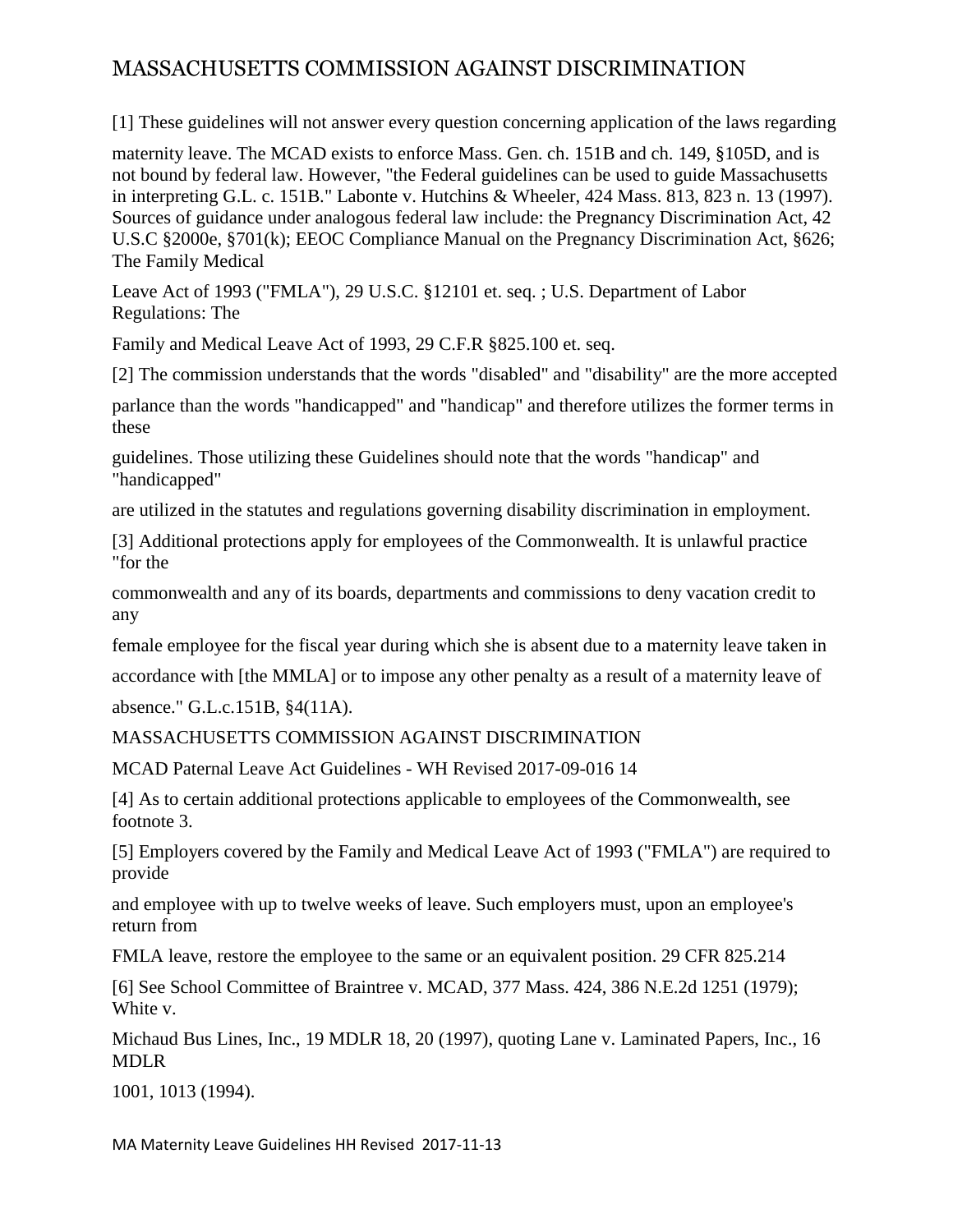[1] These guidelines will not answer every question concerning application of the laws regarding maternity leave. The MCAD exists to enforce Mass. Gen. ch. 151B and ch. 149, §105D, and is not bound by federal law. However, "the Federal guidelines can be used to guide Massachusetts in interpreting G.L. c. 151B." Labonte v. Hutchins & Wheeler, 424 Mass. 813, 823 n. 13 (1997). Sources of guidance under analogous federal law include: the Pregnancy Discrimination Act, 42 U.S.C §2000e, §701(k); EEOC Compliance Manual on the Pregnancy Discrimination Act, §626; The Family Medical Leave Act of 1993 ("FMLA"), 29 U.S.C. §12101 et. seq. ; U.S. Department of Labor Regulations: The Family and Medical Leave Act of 1993, 29 C.F.R §825.100 et. seq.

[2] The commission understands that the words "disabled" and "disability" are the more accepted parlance than the words "handicapped" and "handicap" and therefore utilizes the former terms in these guidelines. Those utilizing these Guidelines should note that the words "handicap" and "handicapped" are utilized in the statutes and regulations governing disability discrimination in employment.

[3] Additional protections apply for employees of the Commonwealth. It is unlawful practice "for the commonwealth and any of its boards, departments and commissions to deny vacation credit to any female employee for the fiscal year during which she is absent due to a maternity leave taken in accordance with [the MMLA] or to impose any other penalty as a result of a maternity leave of absence." G.L.c.151B, §4(11A).

MASSACHUSETTS COMMISSION AGAINST DISCRIMINATION

MCAD Paternal Leave Act Guidelines - WH Revised 2017-09-016 14

[4] As to certain additional protections applicable to employees of the Commonwealth, see footnote 3.

[5] Employers covered by the Family and Medical Leave Act of 1993 ("FMLA") are required to provide and employee with up to twelve weeks of leave. Such employers must, upon an employee's return from FMLA leave, restore the employee to the same or an equivalent position. 29 CFR 825.214

[6] See School Committee of Braintree v. MCAD, 377 Mass. 424, 386 N.E.2d 1251 (1979); White v. Michaud Bus Lines, Inc., 19 MDLR 18, 20 (1997), quoting Lane v. Laminated Papers, Inc., 16 MDLR 1001, 1013 (1994).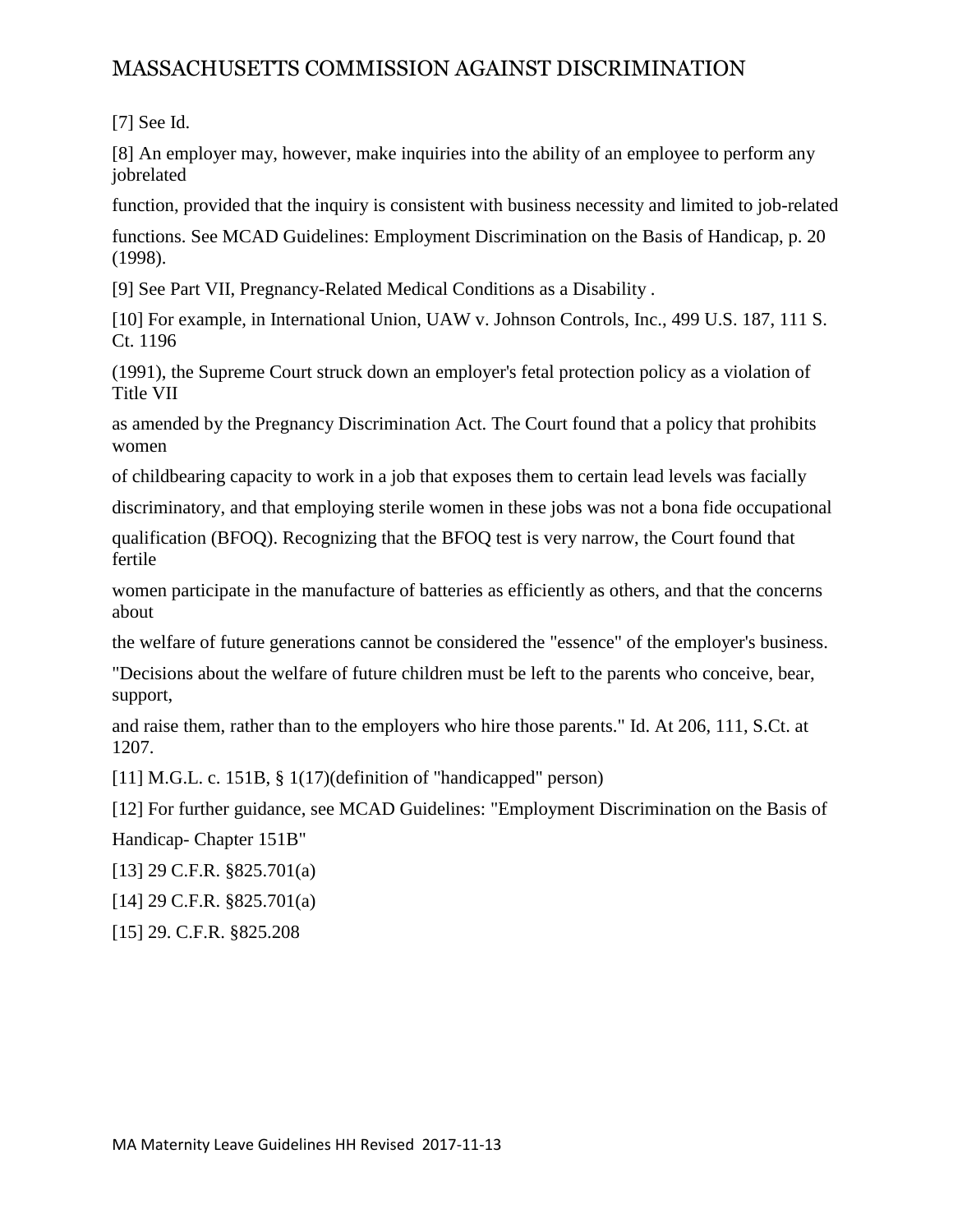[7] See Id.

[8] An employer may, however, make inquiries into the ability of an employee to perform any jobrelated function, provided that the inquiry is consistent with business necessity and limited to job-related functions. See MCAD Guidelines: Employment Discrimination on the Basis of Handicap, p. 20 (1998).

[9] See Part VII, Pregnancy-Related Medical Conditions as a Disability .

[10] For example, in International Union, UAW v. Johnson Controls, Inc., 499 U.S. 187, 111 S. Ct. 1196 (1991), the Supreme Court struck down an employer's fetal protection policy as a violation of Title VII as amended by the Pregnancy Discrimination Act. The Court found that a policy that prohibits women of childbearing capacity to work in a job that exposes them to certain lead levels was facially discriminatory, and that employing sterile women in these jobs was not a bona fide occupational qualification (BFOQ). Recognizing that the BFOQ test is very narrow, the Court found that fertile women participate in the manufacture of batteries as efficiently as others, and that the concerns about the welfare of future generations cannot be considered the "essence" of the employer's business. "Decisions about the welfare of future children must be left to the parents who conceive, bear, support, and raise them, rather than to the employers who hire those parents." Id. At 206, 111, S.Ct. at 1207.

[11] M.G.L. c. 151B, § 1(17)(definition of "handicapped" person)

[12] For further guidance, see MCAD Guidelines: "Employment Discrimination on the Basis of Handicap- Chapter 151B"

[13] 29 C.F.R. §825.701(a)

[14] 29 C.F.R. §825.701(a)

[15] 29. C.F.R. §825.208